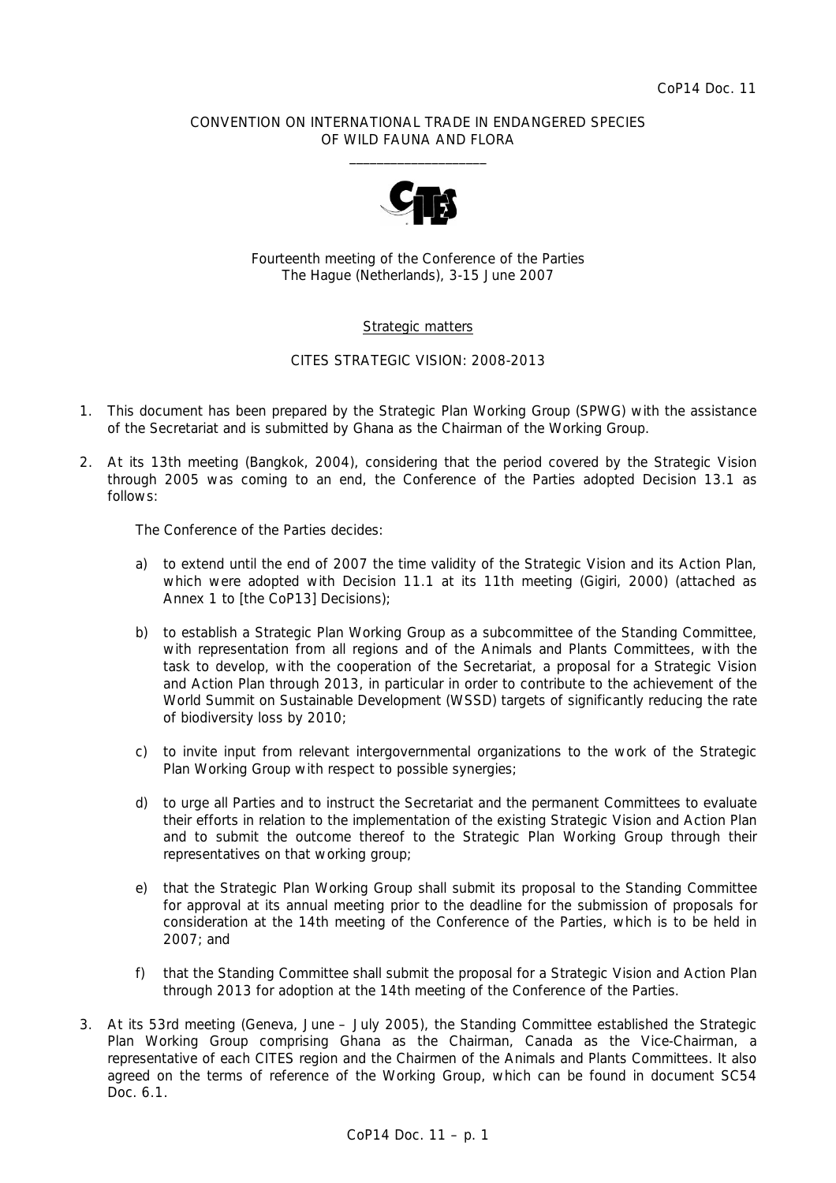CoP14 Doc. 11

CONVENTION ON INTERNATIONAL TRADE IN ENDANGERED SPECIES
OF WILD FAUNA AND FLORA

\_\_\_\_\_\_\_\_\_\_\_\_\_\_\_\_\_\_\_\_

Fourteenth meeting of the Conference of the Parties
The Hague (Netherlands), 3-15 June 2007

Strategic matters

CITES STRATEGIC VISION: 2008-2013

1. This document has been prepared by the Strategic Plan Working Group (SPWG) with the assistance of the Secretariat and is submitted by Ghana as the Chairman of the Working Group.

2. At its 13th meeting (Bangkok, 2004), considering that the period covered by the Strategic Vision through 2005 was coming to an end, the Conference of the Parties adopted Decision 13.1 as follows:

   The Conference of the Parties decides:

   a) to extend until the end of 2007 the time validity of the Strategic Vision and its Action Plan, which were adopted with Decision 11.1 at its 11th meeting (Gigiri, 2000) (attached as Annex 1 to [the CoP13] Decisions);

   b) to establish a Strategic Plan Working Group as a subcommittee of the Standing Committee, with representation from all regions and of the Animals and Plants Committees, with the task to develop, with the cooperation of the Secretariat, a proposal for a Strategic Vision and Action Plan through 2013, in particular in order to contribute to the achievement of the World Summit on Sustainable Development (WSSD) targets of significantly reducing the rate of biodiversity loss by 2010;

   c) to invite input from relevant intergovernmental organizations to the work of the Strategic Plan Working Group with respect to possible synergies;

   d) to urge all Parties and to instruct the Secretariat and the permanent Committees to evaluate their efforts in relation to the implementation of the existing Strategic Vision and Action Plan and to submit the outcome thereof to the Strategic Plan Working Group through their representatives on that working group;

   e) that the Strategic Plan Working Group shall submit its proposal to the Standing Committee for approval at its annual meeting prior to the deadline for the submission of proposals for consideration at the 14th meeting of the Conference of the Parties, which is to be held in 2007; and

   f) that the Standing Committee shall submit the proposal for a Strategic Vision and Action Plan through 2013 for adoption at the 14th meeting of the Conference of the Parties.

3. At its 53rd meeting (Geneva, June – July 2005), the Standing Committee established the Strategic Plan Working Group comprising Ghana as the Chairman, Canada as the Vice-Chairman, a representative of each CITES region and the Chairmen of the Animals and Plants Committees. It also agreed on the terms of reference of the Working Group, which can be found in document SC54 Doc. 6.1.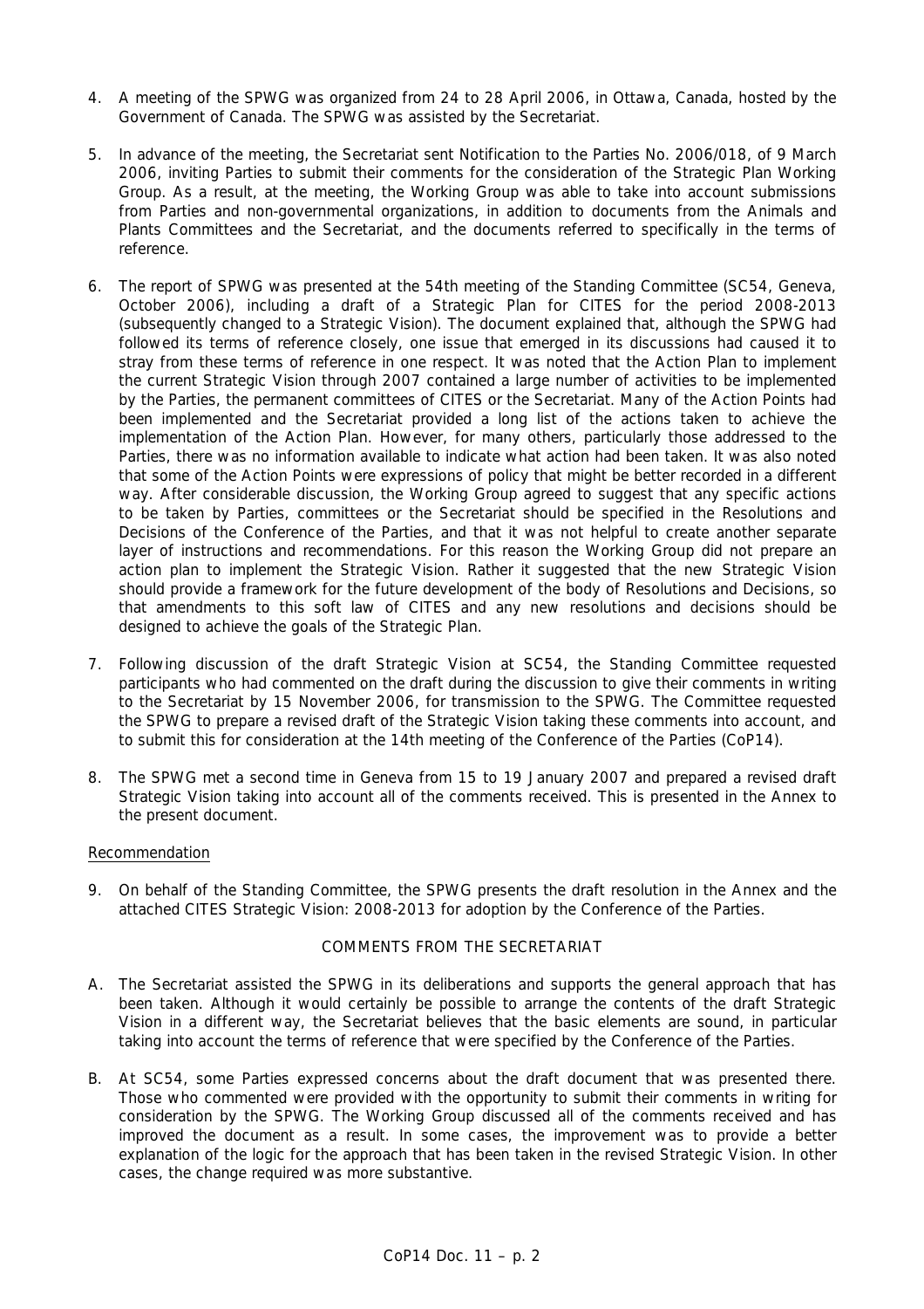4. A meeting of the SPWG was organized from 24 to 28 April 2006, in Ottawa, Canada, hosted by the Government of Canada. The SPWG was assisted by the Secretariat.

5. In advance of the meeting, the Secretariat sent Notification to the Parties No. 2006/018, of 9 March 2006, inviting Parties to submit their comments for the consideration of the Strategic Plan Working Group. As a result, at the meeting, the Working Group was able to take into account submissions from Parties and non-governmental organizations, in addition to documents from the Animals and Plants Committees and the Secretariat, and the documents referred to specifically in the terms of reference.

6. The report of SPWG was presented at the 54th meeting of the Standing Committee (SC54, Geneva, October 2006), including a draft of a Strategic Plan for CITES for the period 2008-2013 (subsequently changed to a Strategic Vision). The document explained that, although the SPWG had followed its terms of reference closely, one issue that emerged in its discussions had caused it to stray from these terms of reference in one respect. It was noted that the Action Plan to implement the current Strategic Vision through 2007 contained a large number of activities to be implemented by the Parties, the permanent committees of CITES or the Secretariat. Many of the Action Points had been implemented and the Secretariat provided a long list of the actions taken to achieve the implementation of the Action Plan. However, for many others, particularly those addressed to the Parties, there was no information available to indicate what action had been taken. It was also noted that some of the Action Points were expressions of policy that might be better recorded in a different way. After considerable discussion, the Working Group agreed to suggest that any specific actions to be taken by Parties, committees or the Secretariat should be specified in the Resolutions and Decisions of the Conference of the Parties, and that it was not helpful to create another separate layer of instructions and recommendations. For this reason the Working Group did not prepare an action plan to implement the Strategic Vision. Rather it suggested that the new Strategic Vision should provide a framework for the future development of the body of Resolutions and Decisions, so that amendments to this soft law of CITES and any new resolutions and decisions should be designed to achieve the goals of the Strategic Plan.

7. Following discussion of the draft Strategic Vision at SC54, the Standing Committee requested participants who had commented on the draft during the discussion to give their comments in writing to the Secretariat by 15 November 2006, for transmission to the SPWG. The Committee requested the SPWG to prepare a revised draft of the Strategic Vision taking these comments into account, and to submit this for consideration at the 14th meeting of the Conference of the Parties (CoP14).

8. The SPWG met a second time in Geneva from 15 to 19 January 2007 and prepared a revised draft Strategic Vision taking into account all of the comments received. This is presented in the Annex to the present document.

Recommendation

9. On behalf of the Standing Committee, the SPWG presents the draft resolution in the Annex and the attached CITES Strategic Vision: 2008-2013 for adoption by the Conference of the Parties.

COMMENTS FROM THE SECRETARIAT

A. The Secretariat assisted the SPWG in its deliberations and supports the general approach that has been taken. Although it would certainly be possible to arrange the contents of the draft Strategic Vision in a different way, the Secretariat believes that the basic elements are sound, in particular taking into account the terms of reference that were specified by the Conference of the Parties.

B. At SC54, some Parties expressed concerns about the draft document that was presented there. Those who commented were provided with the opportunity to submit their comments in writing for consideration by the SPWG. The Working Group discussed all of the comments received and has improved the document as a result. In some cases, the improvement was to provide a better explanation of the logic for the approach that has been taken in the revised Strategic Vision. In other cases, the change required was more substantive.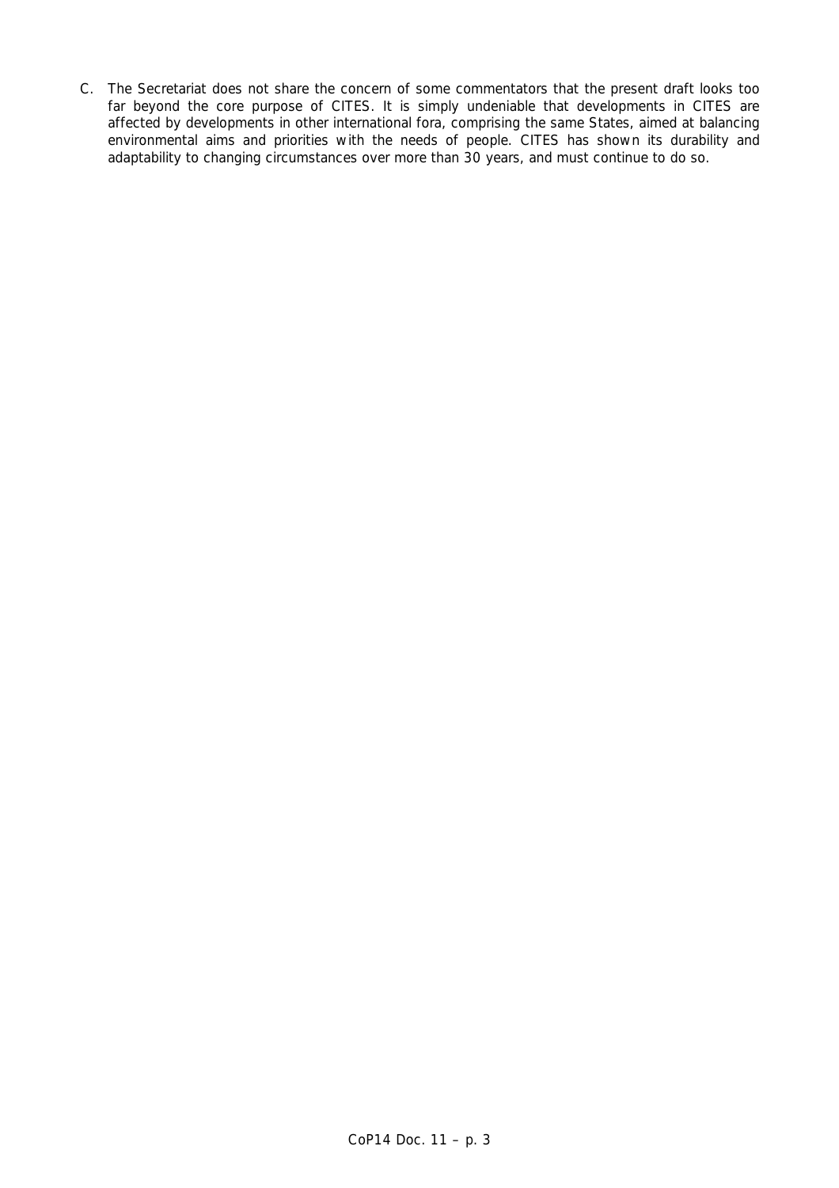C. The Secretariat does not share the concern of some commentators that the present draft looks too far beyond the core purpose of CITES. It is simply undeniable that developments in CITES are affected by developments in other international fora, comprising the same States, aimed at balancing environmental aims and priorities with the needs of people. CITES has shown its durability and adaptability to changing circumstances over more than 30 years, and must continue to do so.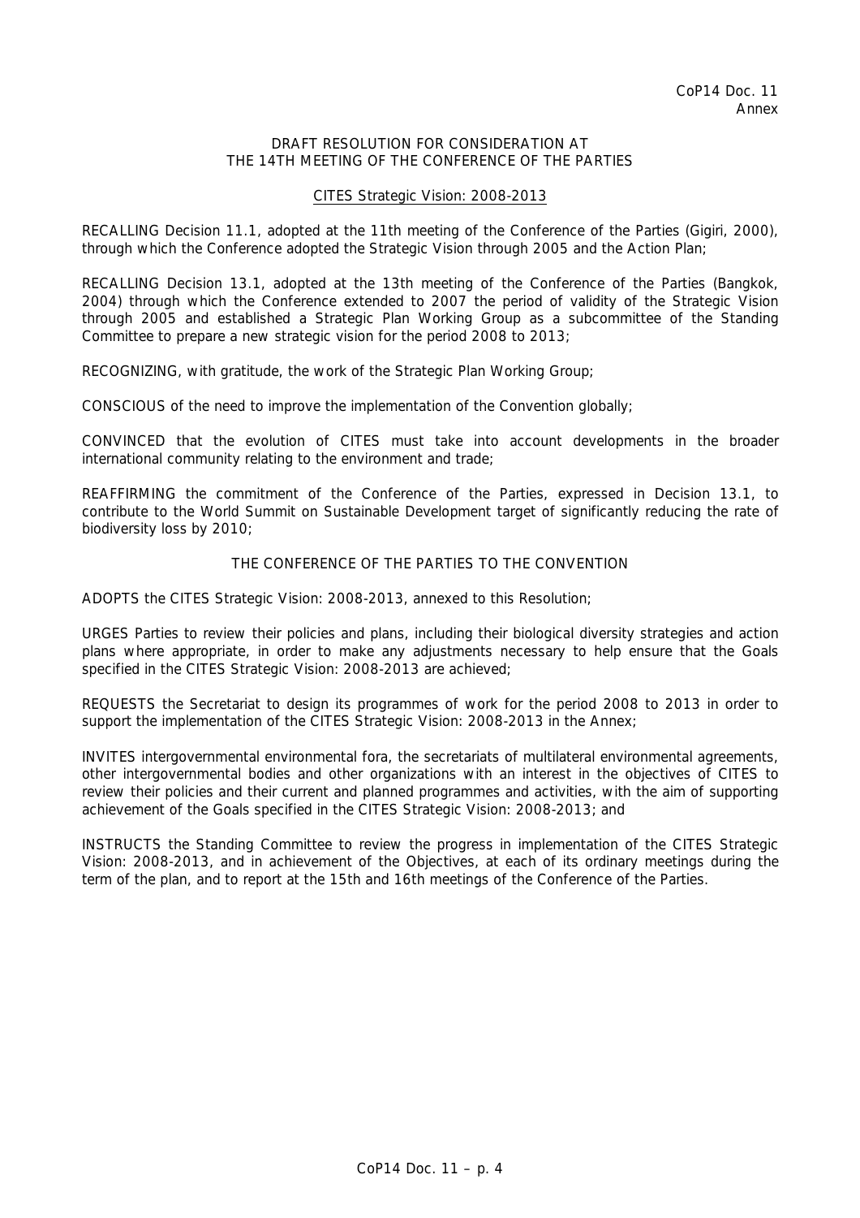CoP14 Doc. 11
Annex

DRAFT RESOLUTION FOR CONSIDERATION AT
THE 14TH MEETING OF THE CONFERENCE OF THE PARTIES

CITES Strategic Vision: 2008-2013

RECALLING Decision 11.1, adopted at the 11th meeting of the Conference of the Parties (Gigiri, 2000), through which the Conference adopted the Strategic Vision through 2005 and the Action Plan;

RECALLING Decision 13.1, adopted at the 13th meeting of the Conference of the Parties (Bangkok, 2004) through which the Conference extended to 2007 the period of validity of the Strategic Vision through 2005 and established a Strategic Plan Working Group as a subcommittee of the Standing Committee to prepare a new strategic vision for the period 2008 to 2013;

RECOGNIZING, with gratitude, the work of the Strategic Plan Working Group;

CONSCIOUS of the need to improve the implementation of the Convention globally;

CONVINCED that the evolution of CITES must take into account developments in the broader international community relating to the environment and trade;

REAFFIRMING the commitment of the Conference of the Parties, expressed in Decision 13.1, to contribute to the World Summit on Sustainable Development target of significantly reducing the rate of biodiversity loss by 2010;

THE CONFERENCE OF THE PARTIES TO THE CONVENTION

ADOPTS the CITES Strategic Vision: 2008-2013, annexed to this Resolution;

URGES Parties to review their policies and plans, including their biological diversity strategies and action plans where appropriate, in order to make any adjustments necessary to help ensure that the Goals specified in the CITES Strategic Vision: 2008-2013 are achieved;

REQUESTS the Secretariat to design its programmes of work for the period 2008 to 2013 in order to support the implementation of the CITES Strategic Vision: 2008-2013 in the Annex;

INVITES intergovernmental environmental fora, the secretariats of multilateral environmental agreements, other intergovernmental bodies and other organizations with an interest in the objectives of CITES to review their policies and their current and planned programmes and activities, with the aim of supporting achievement of the Goals specified in the CITES Strategic Vision: 2008-2013; and

INSTRUCTS the Standing Committee to review the progress in implementation of the CITES Strategic Vision: 2008-2013, and in achievement of the Objectives, at each of its ordinary meetings during the term of the plan, and to report at the 15th and 16th meetings of the Conference of the Parties.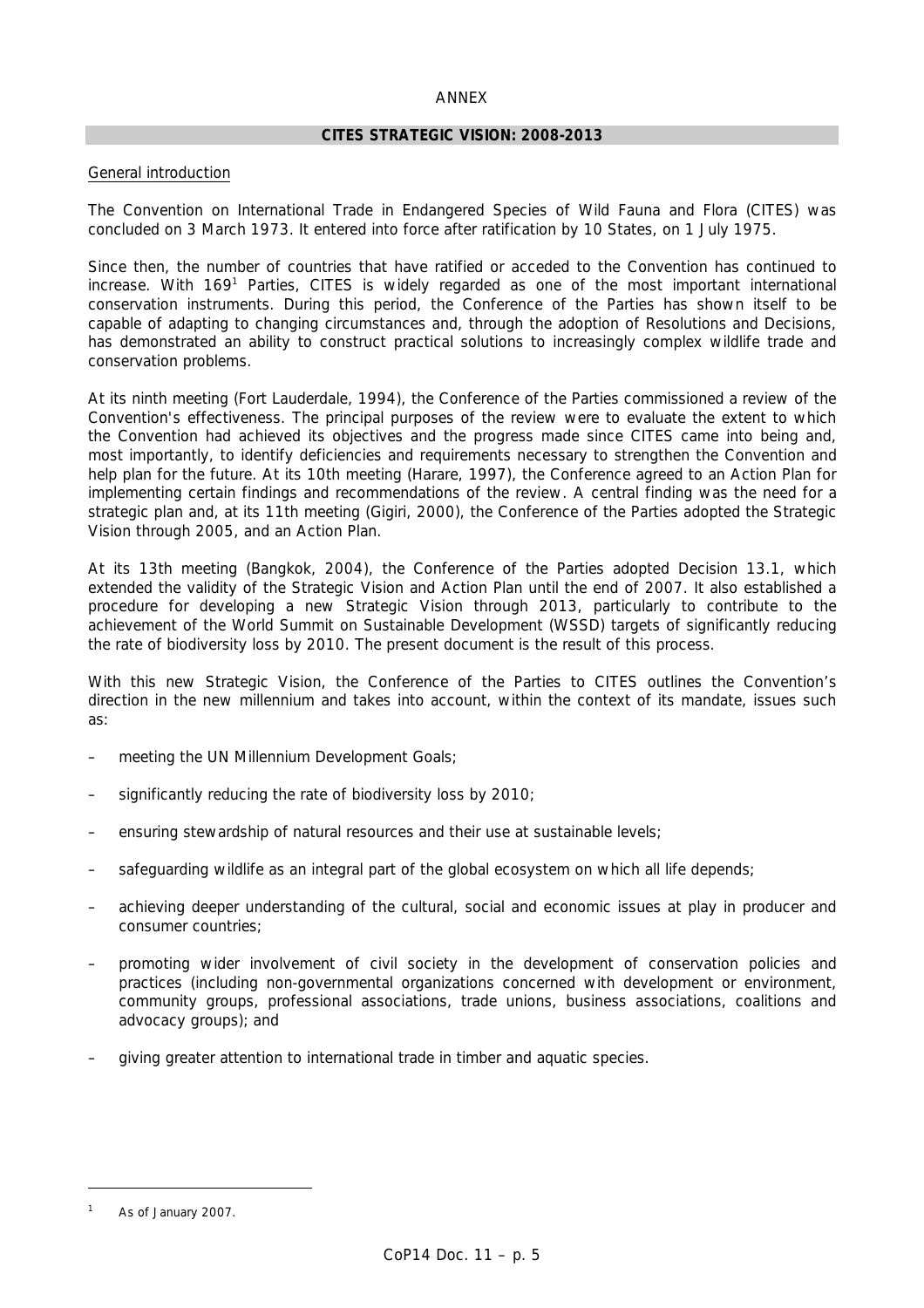ANNEX

## CITES STRATEGIC VISION: 2008-2013

General introduction

The Convention on International Trade in Endangered Species of Wild Fauna and Flora (CITES) was concluded on 3 March 1973. It entered into force after ratification by 10 States, on 1 July 1975.

Since then, the number of countries that have ratified or acceded to the Convention has continued to increase. With 169[1] Parties, CITES is widely regarded as one of the most important international conservation instruments. During this period, the Conference of the Parties has shown itself to be capable of adapting to changing circumstances and, through the adoption of Resolutions and Decisions, has demonstrated an ability to construct practical solutions to increasingly complex wildlife trade and conservation problems.

At its ninth meeting (Fort Lauderdale, 1994), the Conference of the Parties commissioned a review of the Convention's effectiveness. The principal purposes of the review were to evaluate the extent to which the Convention had achieved its objectives and the progress made since CITES came into being and, most importantly, to identify deficiencies and requirements necessary to strengthen the Convention and help plan for the future. At its 10th meeting (Harare, 1997), the Conference agreed to an Action Plan for implementing certain findings and recommendations of the review. A central finding was the need for a strategic plan and, at its 11th meeting (Gigiri, 2000), the Conference of the Parties adopted the Strategic Vision through 2005, and an Action Plan.

At its 13th meeting (Bangkok, 2004), the Conference of the Parties adopted Decision 13.1, which extended the validity of the Strategic Vision and Action Plan until the end of 2007. It also established a procedure for developing a new Strategic Vision through 2013, particularly to contribute to the achievement of the World Summit on Sustainable Development (WSSD) targets of significantly reducing the rate of biodiversity loss by 2010. The present document is the result of this process.

With this new Strategic Vision, the Conference of the Parties to CITES outlines the Convention's direction in the new millennium and takes into account, within the context of its mandate, issues such as:

– meeting the UN Millennium Development Goals;

– significantly reducing the rate of biodiversity loss by 2010;

– ensuring stewardship of natural resources and their use at sustainable levels;

– safeguarding wildlife as an integral part of the global ecosystem on which all life depends;

– achieving deeper understanding of the cultural, social and economic issues at play in producer and consumer countries;

– promoting wider involvement of civil society in the development of conservation policies and practices (including non-governmental organizations concerned with development or environment, community groups, professional associations, trade unions, business associations, coalitions and advocacy groups); and

– giving greater attention to international trade in timber and aquatic species.

---

[1] As of January 2007.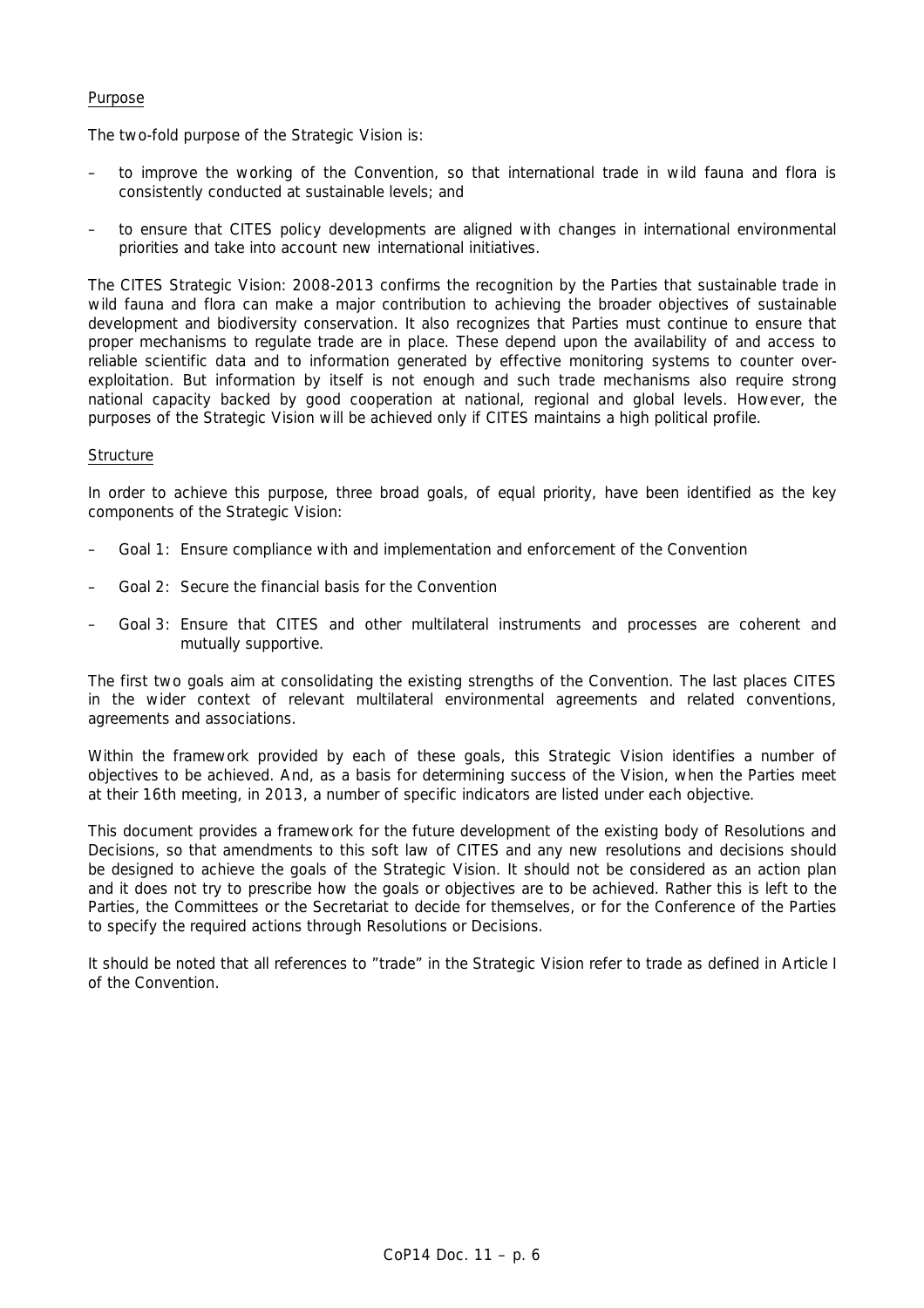## Purpose

The two-fold purpose of the Strategic Vision is:

- to improve the working of the Convention, so that international trade in wild fauna and flora is consistently conducted at sustainable levels; and
- to ensure that CITES policy developments are aligned with changes in international environmental priorities and take into account new international initiatives.

The CITES Strategic Vision: 2008-2013 confirms the recognition by the Parties that sustainable trade in wild fauna and flora can make a major contribution to achieving the broader objectives of sustainable development and biodiversity conservation. It also recognizes that Parties must continue to ensure that proper mechanisms to regulate trade are in place. These depend upon the availability of and access to reliable scientific data and to information generated by effective monitoring systems to counter over-exploitation. But information by itself is not enough and such trade mechanisms also require strong national capacity backed by good cooperation at national, regional and global levels. However, the purposes of the Strategic Vision will be achieved only if CITES maintains a high political profile.

## Structure

In order to achieve this purpose, three broad goals, of equal priority, have been identified as the key components of the Strategic Vision:

- Goal 1: Ensure compliance with and implementation and enforcement of the Convention
- Goal 2: Secure the financial basis for the Convention
- Goal 3: Ensure that CITES and other multilateral instruments and processes are coherent and mutually supportive.

The first two goals aim at consolidating the existing strengths of the Convention. The last places CITES in the wider context of relevant multilateral environmental agreements and related conventions, agreements and associations.

Within the framework provided by each of these goals, this Strategic Vision identifies a number of objectives to be achieved. And, as a basis for determining success of the Vision, when the Parties meet at their 16th meeting, in 2013, a number of specific indicators are listed under each objective.

This document provides a framework for the future development of the existing body of Resolutions and Decisions, so that amendments to this soft law of CITES and any new resolutions and decisions should be designed to achieve the goals of the Strategic Vision. It should not be considered as an action plan and it does not try to prescribe how the goals or objectives are to be achieved. Rather this is left to the Parties, the Committees or the Secretariat to decide for themselves, or for the Conference of the Parties to specify the required actions through Resolutions or Decisions.

It should be noted that all references to "trade" in the Strategic Vision refer to trade as defined in Article I of the Convention.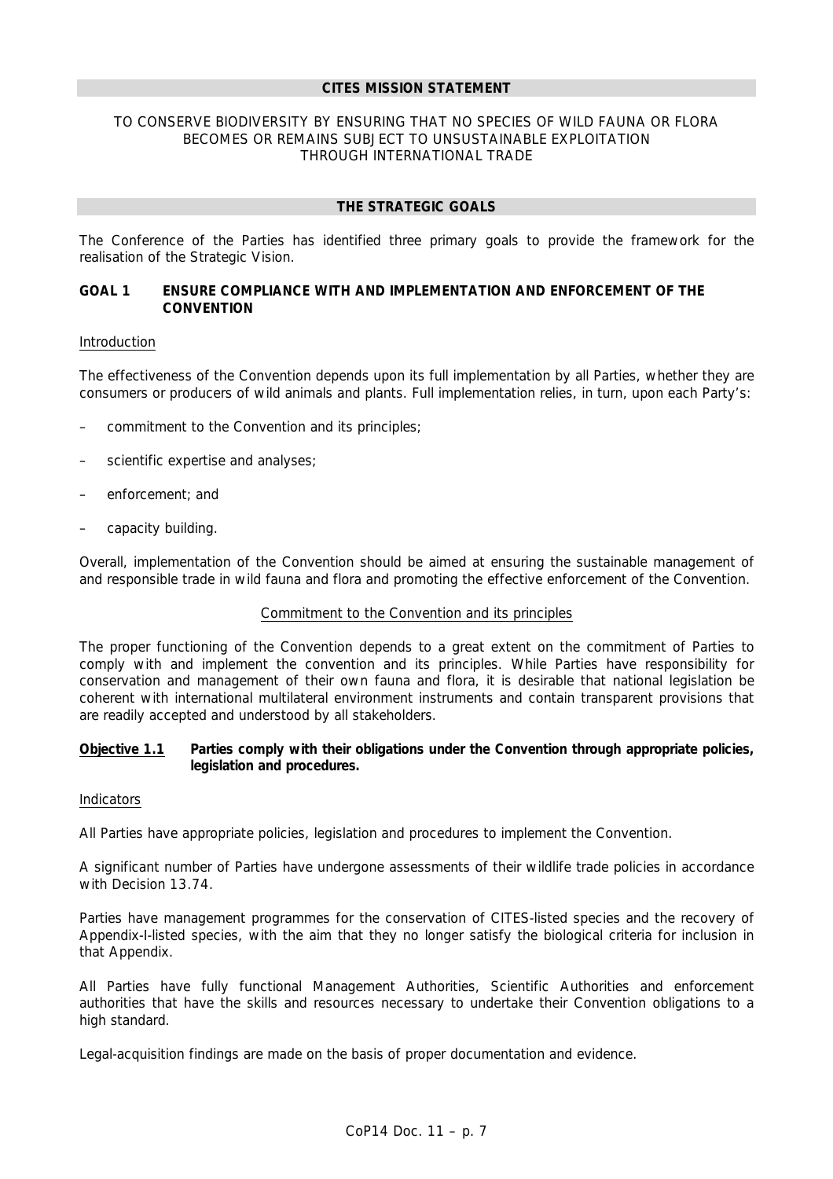## CITES MISSION STATEMENT

TO CONSERVE BIODIVERSITY BY ENSURING THAT NO SPECIES OF WILD FAUNA OR FLORA BECOMES OR REMAINS SUBJECT TO UNSUSTAINABLE EXPLOITATION THROUGH INTERNATIONAL TRADE

## THE STRATEGIC GOALS

The Conference of the Parties has identified three primary goals to provide the framework for the realisation of the Strategic Vision.

### GOAL 1 ENSURE COMPLIANCE WITH AND IMPLEMENTATION AND ENFORCEMENT OF THE CONVENTION

Introduction

The effectiveness of the Convention depends upon its full implementation by all Parties, whether they are consumers or producers of wild animals and plants. Full implementation relies, in turn, upon each Party's:

– commitment to the Convention and its principles;

– scientific expertise and analyses;

– enforcement; and

– capacity building.

Overall, implementation of the Convention should be aimed at ensuring the sustainable management of and responsible trade in wild fauna and flora and promoting the effective enforcement of the Convention.

Commitment to the Convention and its principles

The proper functioning of the Convention depends to a great extent on the commitment of Parties to comply with and implement the convention and its principles. While Parties have responsibility for conservation and management of their own fauna and flora, it is desirable that national legislation be coherent with international multilateral environment instruments and contain transparent provisions that are readily accepted and understood by all stakeholders.

**Objective 1.1** **Parties comply with their obligations under the Convention through appropriate policies, legislation and procedures.**

Indicators

All Parties have appropriate policies, legislation and procedures to implement the Convention.

A significant number of Parties have undergone assessments of their wildlife trade policies in accordance with Decision 13.74.

Parties have management programmes for the conservation of CITES-listed species and the recovery of Appendix-I-listed species, with the aim that they no longer satisfy the biological criteria for inclusion in that Appendix.

All Parties have fully functional Management Authorities, Scientific Authorities and enforcement authorities that have the skills and resources necessary to undertake their Convention obligations to a high standard.

Legal-acquisition findings are made on the basis of proper documentation and evidence.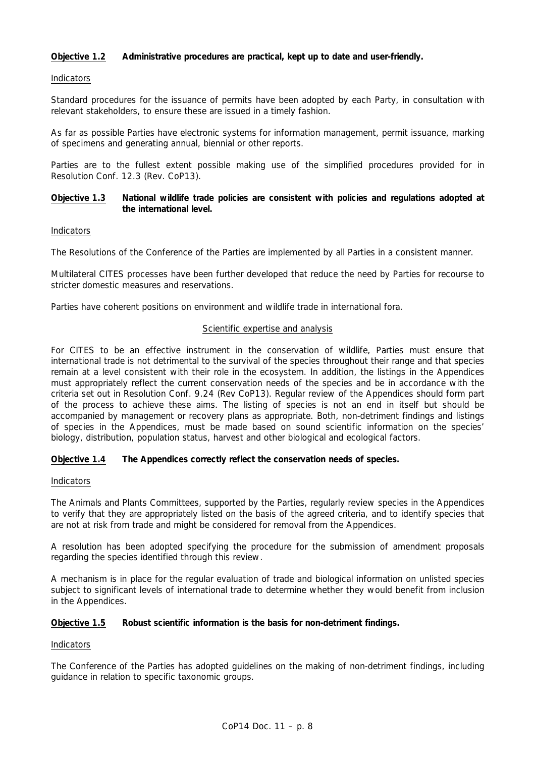**Objective 1.2 Administrative procedures are practical, kept up to date and user-friendly.**

Indicators

Standard procedures for the issuance of permits have been adopted by each Party, in consultation with relevant stakeholders, to ensure these are issued in a timely fashion.

As far as possible Parties have electronic systems for information management, permit issuance, marking of specimens and generating annual, biennial or other reports.

Parties are to the fullest extent possible making use of the simplified procedures provided for in Resolution Conf. 12.3 (Rev. CoP13).

**Objective 1.3 National wildlife trade policies are consistent with policies and regulations adopted at the international level.**

Indicators

The Resolutions of the Conference of the Parties are implemented by all Parties in a consistent manner.

Multilateral CITES processes have been further developed that reduce the need by Parties for recourse to stricter domestic measures and reservations.

Parties have coherent positions on environment and wildlife trade in international fora.

Scientific expertise and analysis

For CITES to be an effective instrument in the conservation of wildlife, Parties must ensure that international trade is not detrimental to the survival of the species throughout their range and that species remain at a level consistent with their role in the ecosystem. In addition, the listings in the Appendices must appropriately reflect the current conservation needs of the species and be in accordance with the criteria set out in Resolution Conf. 9.24 (Rev CoP13). Regular review of the Appendices should form part of the process to achieve these aims. The listing of species is not an end in itself but should be accompanied by management or recovery plans as appropriate. Both, non-detriment findings and listings of species in the Appendices, must be made based on sound scientific information on the species' biology, distribution, population status, harvest and other biological and ecological factors.

**Objective 1.4 The Appendices correctly reflect the conservation needs of species.**

Indicators

The Animals and Plants Committees, supported by the Parties, regularly review species in the Appendices to verify that they are appropriately listed on the basis of the agreed criteria, and to identify species that are not at risk from trade and might be considered for removal from the Appendices.

A resolution has been adopted specifying the procedure for the submission of amendment proposals regarding the species identified through this review.

A mechanism is in place for the regular evaluation of trade and biological information on unlisted species subject to significant levels of international trade to determine whether they would benefit from inclusion in the Appendices.

**Objective 1.5 Robust scientific information is the basis for non-detriment findings.**

Indicators

The Conference of the Parties has adopted guidelines on the making of non-detriment findings, including guidance in relation to specific taxonomic groups.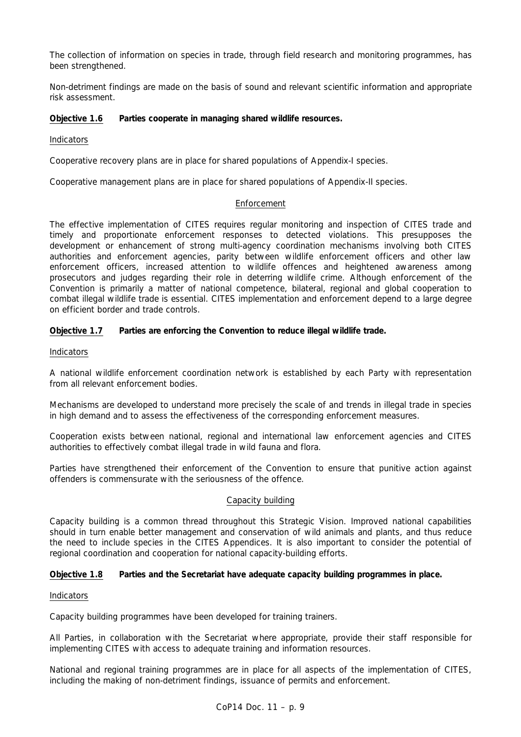The collection of information on species in trade, through field research and monitoring programmes, has been strengthened.

Non-detriment findings are made on the basis of sound and relevant scientific information and appropriate risk assessment.

**Objective 1.6 Parties cooperate in managing shared wildlife resources.**

Indicators

Cooperative recovery plans are in place for shared populations of Appendix-I species.

Cooperative management plans are in place for shared populations of Appendix-II species.

### Enforcement

The effective implementation of CITES requires regular monitoring and inspection of CITES trade and timely and proportionate enforcement responses to detected violations. This presupposes the development or enhancement of strong multi-agency coordination mechanisms involving both CITES authorities and enforcement agencies, parity between wildlife enforcement officers and other law enforcement officers, increased attention to wildlife offences and heightened awareness among prosecutors and judges regarding their role in deterring wildlife crime. Although enforcement of the Convention is primarily a matter of national competence, bilateral, regional and global cooperation to combat illegal wildlife trade is essential. CITES implementation and enforcement depend to a large degree on efficient border and trade controls.

**Objective 1.7 Parties are enforcing the Convention to reduce illegal wildlife trade.**

Indicators

A national wildlife enforcement coordination network is established by each Party with representation from all relevant enforcement bodies.

Mechanisms are developed to understand more precisely the scale of and trends in illegal trade in species in high demand and to assess the effectiveness of the corresponding enforcement measures.

Cooperation exists between national, regional and international law enforcement agencies and CITES authorities to effectively combat illegal trade in wild fauna and flora.

Parties have strengthened their enforcement of the Convention to ensure that punitive action against offenders is commensurate with the seriousness of the offence.

### Capacity building

Capacity building is a common thread throughout this Strategic Vision. Improved national capabilities should in turn enable better management and conservation of wild animals and plants, and thus reduce the need to include species in the CITES Appendices. It is also important to consider the potential of regional coordination and cooperation for national capacity-building efforts.

**Objective 1.8 Parties and the Secretariat have adequate capacity building programmes in place.**

Indicators

Capacity building programmes have been developed for training trainers.

All Parties, in collaboration with the Secretariat where appropriate, provide their staff responsible for implementing CITES with access to adequate training and information resources.

National and regional training programmes are in place for all aspects of the implementation of CITES, including the making of non-detriment findings, issuance of permits and enforcement.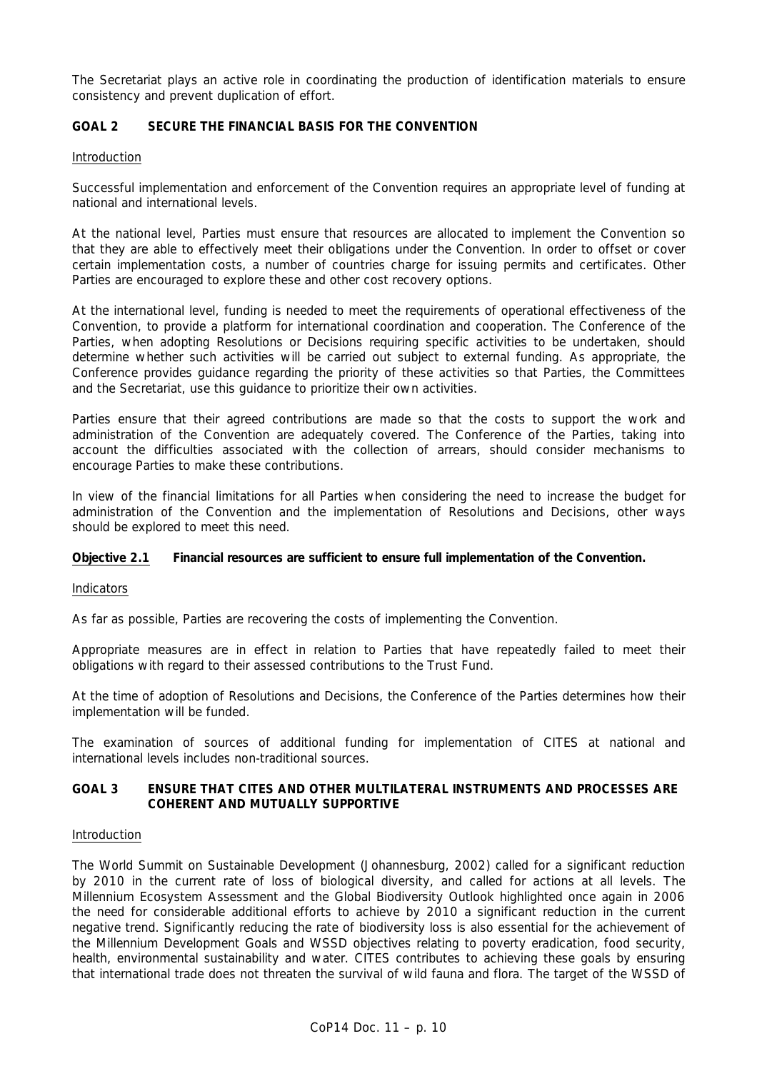The Secretariat plays an active role in coordinating the production of identification materials to ensure consistency and prevent duplication of effort.

## GOAL 2 SECURE THE FINANCIAL BASIS FOR THE CONVENTION

Introduction

Successful implementation and enforcement of the Convention requires an appropriate level of funding at national and international levels.

At the national level, Parties must ensure that resources are allocated to implement the Convention so that they are able to effectively meet their obligations under the Convention. In order to offset or cover certain implementation costs, a number of countries charge for issuing permits and certificates. Other Parties are encouraged to explore these and other cost recovery options.

At the international level, funding is needed to meet the requirements of operational effectiveness of the Convention, to provide a platform for international coordination and cooperation. The Conference of the Parties, when adopting Resolutions or Decisions requiring specific activities to be undertaken, should determine whether such activities will be carried out subject to external funding. As appropriate, the Conference provides guidance regarding the priority of these activities so that Parties, the Committees and the Secretariat, use this guidance to prioritize their own activities.

Parties ensure that their agreed contributions are made so that the costs to support the work and administration of the Convention are adequately covered. The Conference of the Parties, taking into account the difficulties associated with the collection of arrears, should consider mechanisms to encourage Parties to make these contributions.

In view of the financial limitations for all Parties when considering the need to increase the budget for administration of the Convention and the implementation of Resolutions and Decisions, other ways should be explored to meet this need.

**Objective 2.1 Financial resources are sufficient to ensure full implementation of the Convention.**

Indicators

As far as possible, Parties are recovering the costs of implementing the Convention.

Appropriate measures are in effect in relation to Parties that have repeatedly failed to meet their obligations with regard to their assessed contributions to the Trust Fund.

At the time of adoption of Resolutions and Decisions, the Conference of the Parties determines how their implementation will be funded.

The examination of sources of additional funding for implementation of CITES at national and international levels includes non-traditional sources.

## GOAL 3 ENSURE THAT CITES AND OTHER MULTILATERAL INSTRUMENTS AND PROCESSES ARE COHERENT AND MUTUALLY SUPPORTIVE

Introduction

The World Summit on Sustainable Development (Johannesburg, 2002) called for a significant reduction by 2010 in the current rate of loss of biological diversity, and called for actions at all levels. The Millennium Ecosystem Assessment and the Global Biodiversity Outlook highlighted once again in 2006 the need for considerable additional efforts to achieve by 2010 a significant reduction in the current negative trend. Significantly reducing the rate of biodiversity loss is also essential for the achievement of the Millennium Development Goals and WSSD objectives relating to poverty eradication, food security, health, environmental sustainability and water. CITES contributes to achieving these goals by ensuring that international trade does not threaten the survival of wild fauna and flora. The target of the WSSD of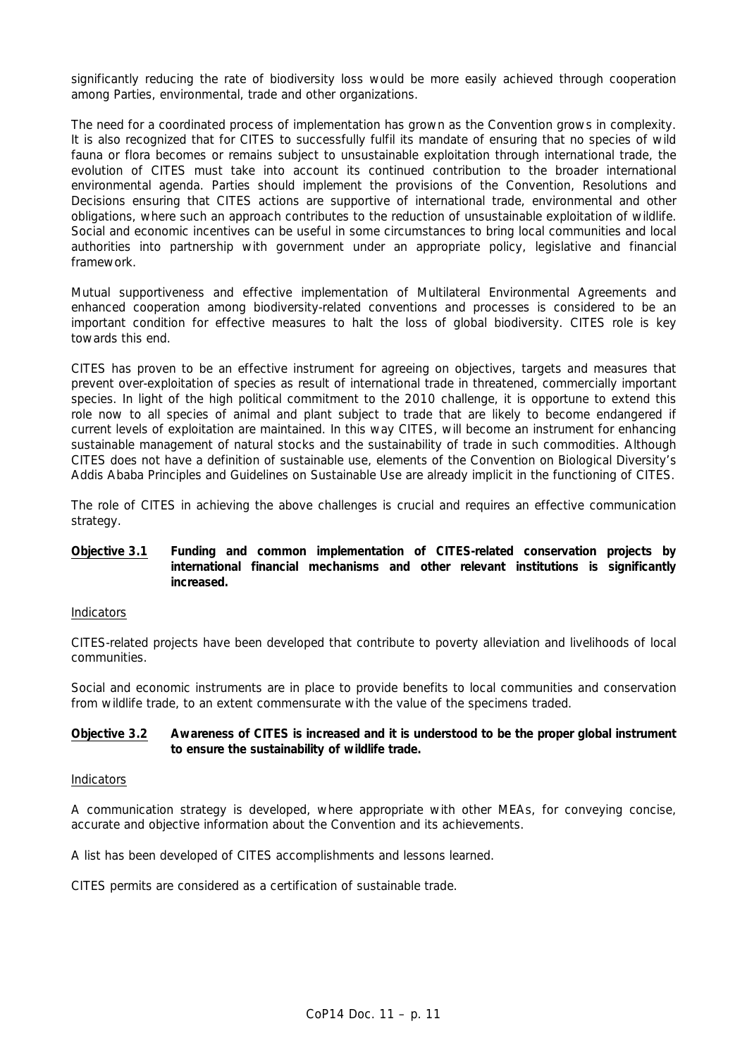significantly reducing the rate of biodiversity loss would be more easily achieved through cooperation among Parties, environmental, trade and other organizations.

The need for a coordinated process of implementation has grown as the Convention grows in complexity. It is also recognized that for CITES to successfully fulfil its mandate of ensuring that no species of wild fauna or flora becomes or remains subject to unsustainable exploitation through international trade, the evolution of CITES must take into account its continued contribution to the broader international environmental agenda. Parties should implement the provisions of the Convention, Resolutions and Decisions ensuring that CITES actions are supportive of international trade, environmental and other obligations, where such an approach contributes to the reduction of unsustainable exploitation of wildlife. Social and economic incentives can be useful in some circumstances to bring local communities and local authorities into partnership with government under an appropriate policy, legislative and financial framework.

Mutual supportiveness and effective implementation of Multilateral Environmental Agreements and enhanced cooperation among biodiversity-related conventions and processes is considered to be an important condition for effective measures to halt the loss of global biodiversity. CITES role is key towards this end.

CITES has proven to be an effective instrument for agreeing on objectives, targets and measures that prevent over-exploitation of species as result of international trade in threatened, commercially important species. In light of the high political commitment to the 2010 challenge, it is opportune to extend this role now to all species of animal and plant subject to trade that are likely to become endangered if current levels of exploitation are maintained. In this way CITES, will become an instrument for enhancing sustainable management of natural stocks and the sustainability of trade in such commodities. Although CITES does not have a definition of sustainable use, elements of the Convention on Biological Diversity's Addis Ababa Principles and Guidelines on Sustainable Use are already implicit in the functioning of CITES.

The role of CITES in achieving the above challenges is crucial and requires an effective communication strategy.

**Objective 3.1 Funding and common implementation of CITES-related conservation projects by international financial mechanisms and other relevant institutions is significantly increased.**

Indicators

CITES-related projects have been developed that contribute to poverty alleviation and livelihoods of local communities.

Social and economic instruments are in place to provide benefits to local communities and conservation from wildlife trade, to an extent commensurate with the value of the specimens traded.

**Objective 3.2 Awareness of CITES is increased and it is understood to be the proper global instrument to ensure the sustainability of wildlife trade.**

Indicators

A communication strategy is developed, where appropriate with other MEAs, for conveying concise, accurate and objective information about the Convention and its achievements.

A list has been developed of CITES accomplishments and lessons learned.

CITES permits are considered as a certification of sustainable trade.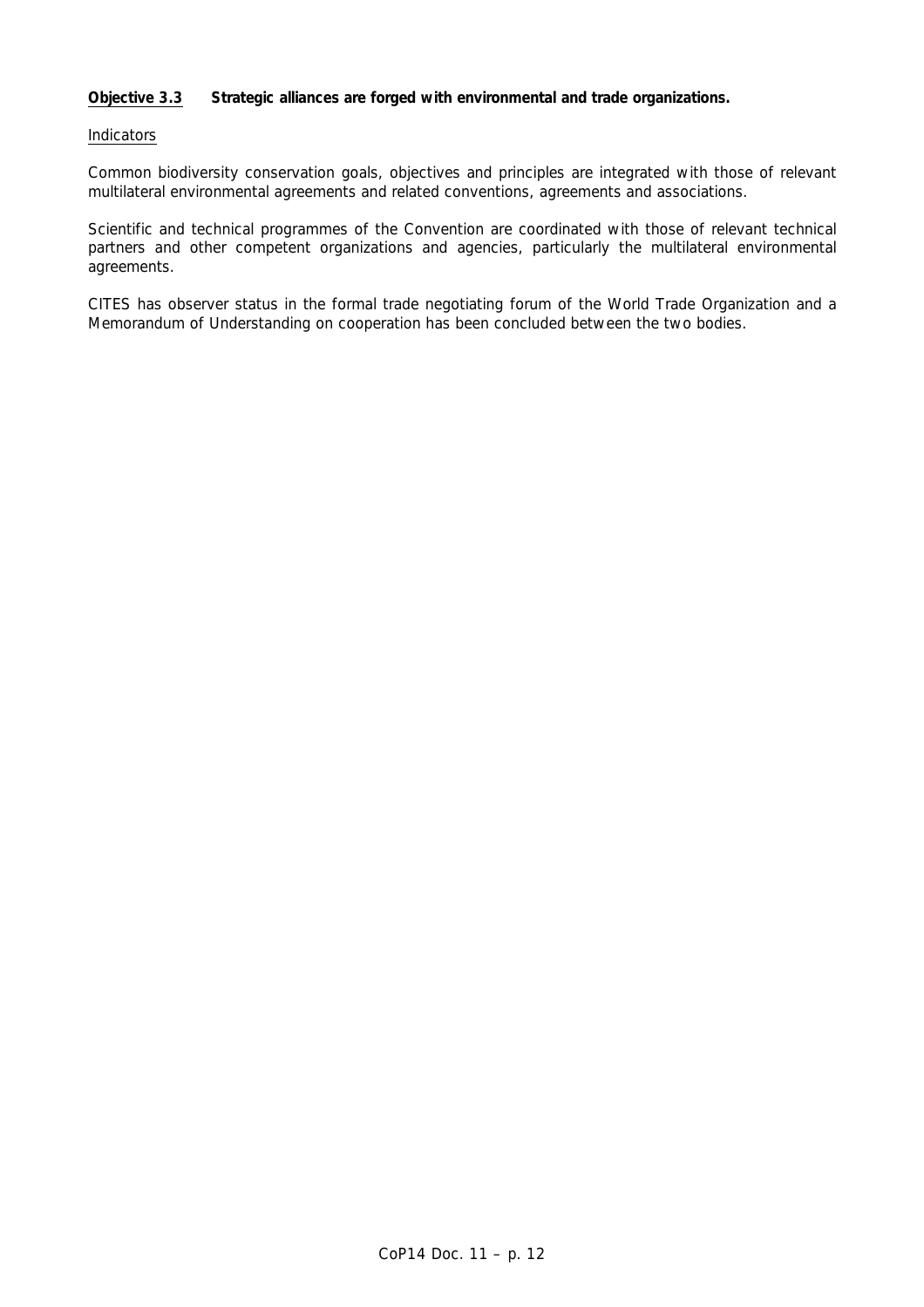**Objective 3.3 Strategic alliances are forged with environmental and trade organizations.**

Indicators

Common biodiversity conservation goals, objectives and principles are integrated with those of relevant multilateral environmental agreements and related conventions, agreements and associations.

Scientific and technical programmes of the Convention are coordinated with those of relevant technical partners and other competent organizations and agencies, particularly the multilateral environmental agreements.

CITES has observer status in the formal trade negotiating forum of the World Trade Organization and a Memorandum of Understanding on cooperation has been concluded between the two bodies.